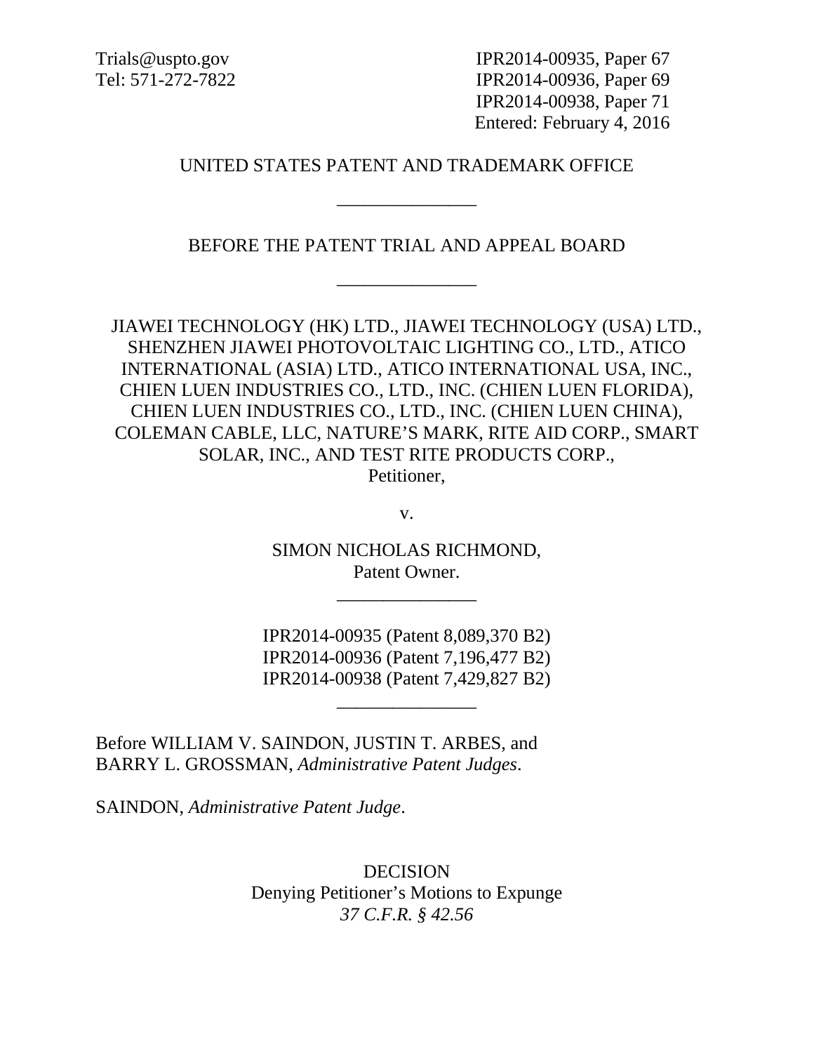Trials@uspto.gov
Tel: 571-272-7822

IPR2014-00935, Paper 67
IPR2014-00936, Paper 69
IPR2014-00938, Paper 71
Entered: February 4, 2016

UNITED STATES PATENT AND TRADEMARK OFFICE

---

BEFORE THE PATENT TRIAL AND APPEAL BOARD

---

JIAWEI TECHNOLOGY (HK) LTD., JIAWEI TECHNOLOGY (USA) LTD., SHENZHEN JIAWEI PHOTOVOLTAIC LIGHTING CO., LTD., ATICO INTERNATIONAL (ASIA) LTD., ATICO INTERNATIONAL USA, INC., CHIEN LUEN INDUSTRIES CO., LTD., INC. (CHIEN LUEN FLORIDA), CHIEN LUEN INDUSTRIES CO., LTD., INC. (CHIEN LUEN CHINA), COLEMAN CABLE, LLC, NATURE'S MARK, RITE AID CORP., SMART SOLAR, INC., AND TEST RITE PRODUCTS CORP.,
Petitioner,

v.

SIMON NICHOLAS RICHMOND,
Patent Owner.

---

IPR2014-00935 (Patent 8,089,370 B2)
IPR2014-00936 (Patent 7,196,477 B2)
IPR2014-00938 (Patent 7,429,827 B2)

---

Before WILLIAM V. SAINDON, JUSTIN T. ARBES, and BARRY L. GROSSMAN, *Administrative Patent Judges*.

SAINDON, *Administrative Patent Judge*.

DECISION
Denying Petitioner's Motions to Expunge
*37 C.F.R. § 42.56*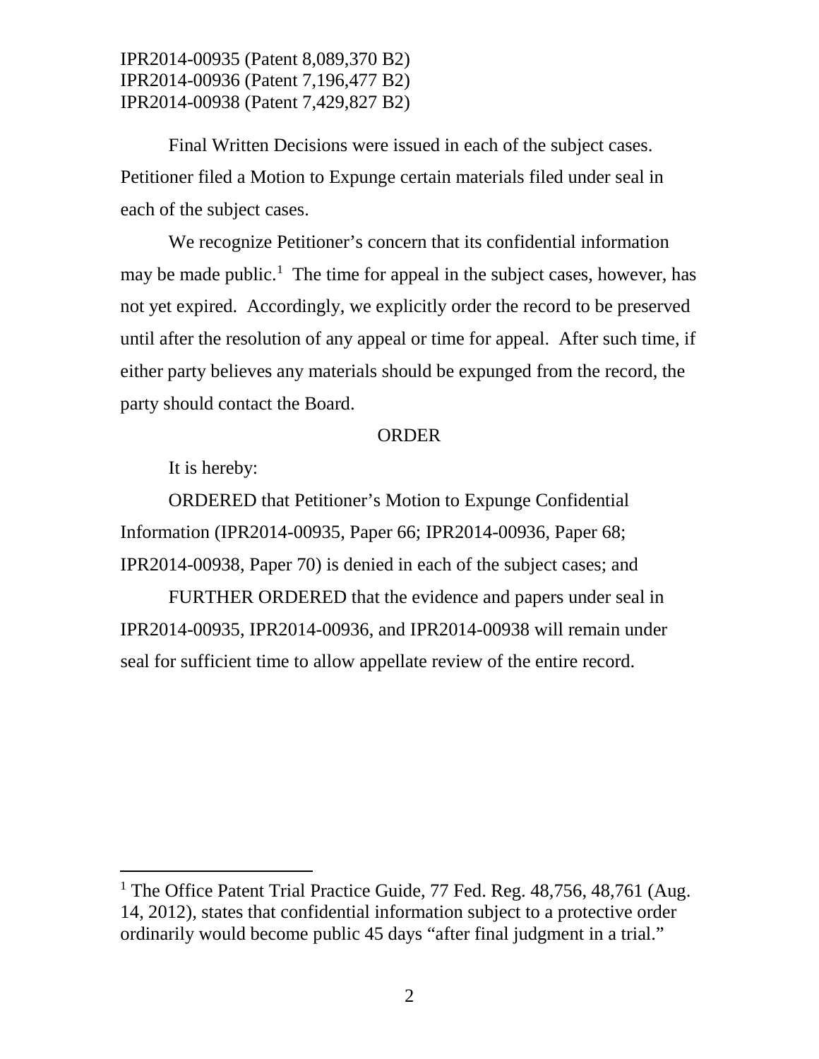IPR2014-00935 (Patent 8,089,370 B2)
IPR2014-00936 (Patent 7,196,477 B2)
IPR2014-00938 (Patent 7,429,827 B2)

Final Written Decisions were issued in each of the subject cases. Petitioner filed a Motion to Expunge certain materials filed under seal in each of the subject cases.

We recognize Petitioner's concern that its confidential information may be made public.[1] The time for appeal in the subject cases, however, has not yet expired. Accordingly, we explicitly order the record to be preserved until after the resolution of any appeal or time for appeal. After such time, if either party believes any materials should be expunged from the record, the party should contact the Board.

ORDER

It is hereby:

ORDERED that Petitioner's Motion to Expunge Confidential Information (IPR2014-00935, Paper 66; IPR2014-00936, Paper 68; IPR2014-00938, Paper 70) is denied in each of the subject cases; and

FURTHER ORDERED that the evidence and papers under seal in IPR2014-00935, IPR2014-00936, and IPR2014-00938 will remain under seal for sufficient time to allow appellate review of the entire record.

---

[1] The Office Patent Trial Practice Guide, 77 Fed. Reg. 48,756, 48,761 (Aug. 14, 2012), states that confidential information subject to a protective order ordinarily would become public 45 days "after final judgment in a trial."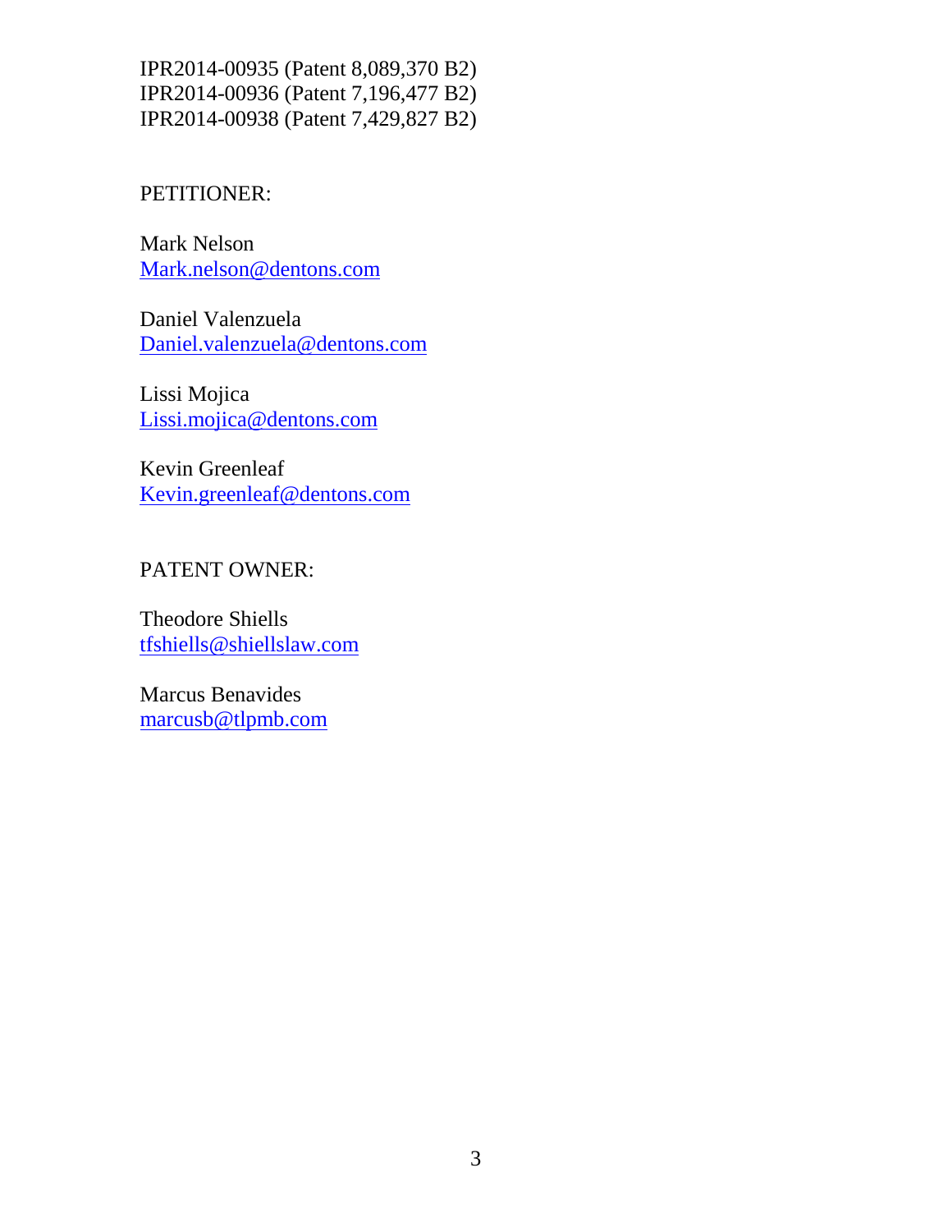IPR2014-00935 (Patent 8,089,370 B2)
IPR2014-00936 (Patent 7,196,477 B2)
IPR2014-00938 (Patent 7,429,827 B2)

PETITIONER:

Mark Nelson
Mark.nelson@dentons.com

Daniel Valenzuela
Daniel.valenzuela@dentons.com

Lissi Mojica
Lissi.mojica@dentons.com

Kevin Greenleaf
Kevin.greenleaf@dentons.com

PATENT OWNER:

Theodore Shiells
tfshiells@shiellslaw.com

Marcus Benavides
marcusb@tlpmb.com